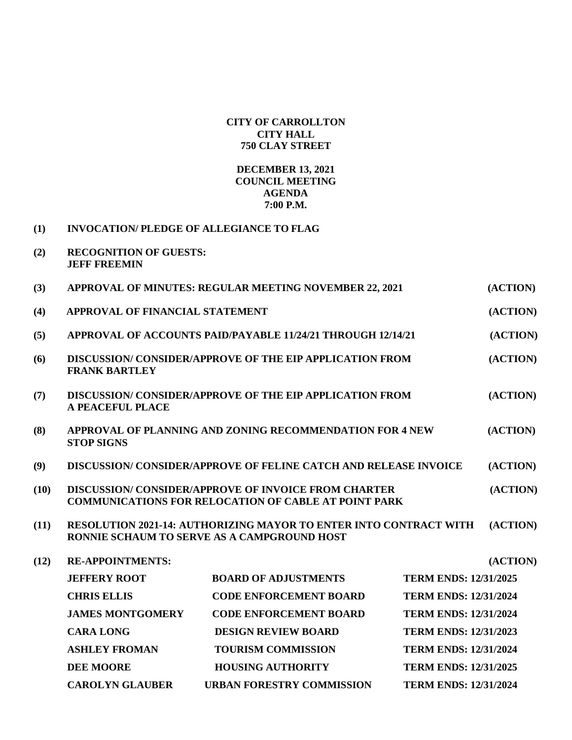**CITY OF CARROLLTON**
**CITY HALL**
**750 CLAY STREET**

**DECEMBER 13, 2021**
**COUNCIL MEETING**
**AGENDA**
**7:00 P.M.**

**(1)** **INVOCATION/ PLEDGE OF ALLEGIANCE TO FLAG**

**(2)** **RECOGNITION OF GUESTS:**
**JEFF FREEMIN**

**(3)** **APPROVAL OF MINUTES: REGULAR MEETING NOVEMBER 22, 2021** **(ACTION)**

**(4)** **APPROVAL OF FINANCIAL STATEMENT** **(ACTION)**

**(5)** **APPROVAL OF ACCOUNTS PAID/PAYABLE 11/24/21 THROUGH 12/14/21** **(ACTION)**

**(6)** **DISCUSSION/ CONSIDER/APPROVE OF THE EIP APPLICATION FROM FRANK BARTLEY** **(ACTION)**

**(7)** **DISCUSSION/ CONSIDER/APPROVE OF THE EIP APPLICATION FROM A PEACEFUL PLACE** **(ACTION)**

**(8)** **APPROVAL OF PLANNING AND ZONING RECOMMENDATION FOR 4 NEW STOP SIGNS** **(ACTION)**

**(9)** **DISCUSSION/ CONSIDER/APPROVE OF FELINE CATCH AND RELEASE INVOICE** **(ACTION)**

**(10)** **DISCUSSION/ CONSIDER/APPROVE OF INVOICE FROM CHARTER COMMUNICATIONS FOR RELOCATION OF CABLE AT POINT PARK** **(ACTION)**

**(11)** **RESOLUTION 2021-14: AUTHORIZING MAYOR TO ENTER INTO CONTRACT WITH RONNIE SCHAUM TO SERVE AS A CAMPGROUND HOST** **(ACTION)**

**(12)** **RE-APPOINTMENTS:** **(ACTION)**

| | | |
|---|---|---|
| **JEFFERY ROOT** | **BOARD OF ADJUSTMENTS** | **TERM ENDS: 12/31/2025** |
| **CHRIS ELLIS** | **CODE ENFORCEMENT BOARD** | **TERM ENDS: 12/31/2024** |
| **JAMES MONTGOMERY** | **CODE ENFORCEMENT BOARD** | **TERM ENDS: 12/31/2024** |
| **CARA LONG** | **DESIGN REVIEW BOARD** | **TERM ENDS: 12/31/2023** |
| **ASHLEY FROMAN** | **TOURISM COMMISSION** | **TERM ENDS: 12/31/2024** |
| **DEE MOORE** | **HOUSING AUTHORITY** | **TERM ENDS: 12/31/2025** |
| **CAROLYN GLAUBER** | **URBAN FORESTRY COMMISSION** | **TERM ENDS: 12/31/2024** |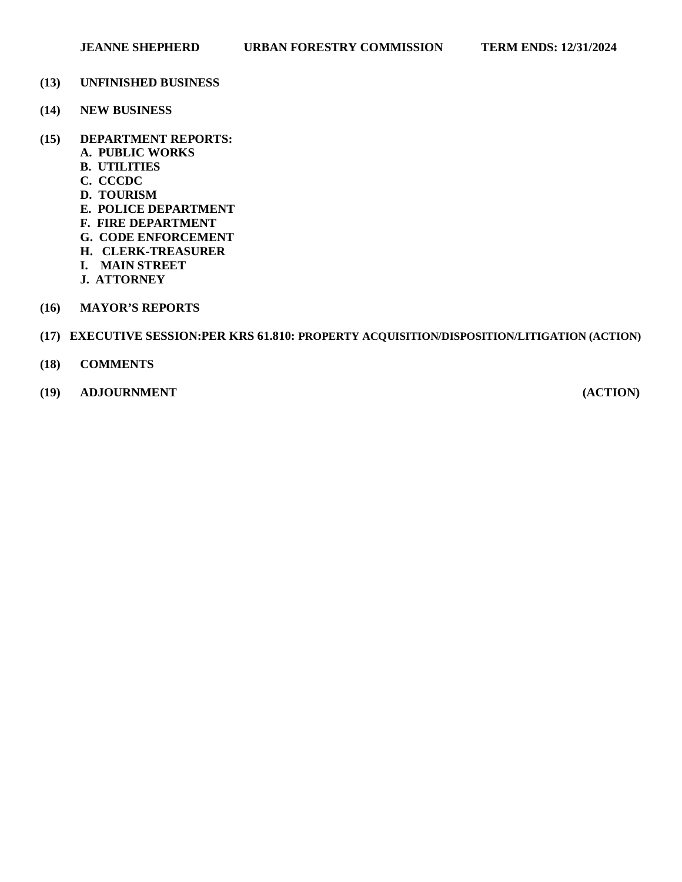**JEANNE SHEPHERD URBAN FORESTRY COMMISSION TERM ENDS: 12/31/2024**

**(13) UNFINISHED BUSINESS**

**(14) NEW BUSINESS**

**(15) DEPARTMENT REPORTS:**

**A. PUBLIC WORKS**
**B. UTILITIES**
**C. CCCDC**
**D. TOURISM**
**E. POLICE DEPARTMENT**
**F. FIRE DEPARTMENT**
**G. CODE ENFORCEMENT**
**H. CLERK-TREASURER**
**I. MAIN STREET**
**J. ATTORNEY**

**(16) MAYOR'S REPORTS**

**(17) EXECUTIVE SESSION:PER KRS 61.810: PROPERTY ACQUISITION/DISPOSITION/LITIGATION (ACTION)**

**(18) COMMENTS**

**(19) ADJOURNMENT (ACTION)**